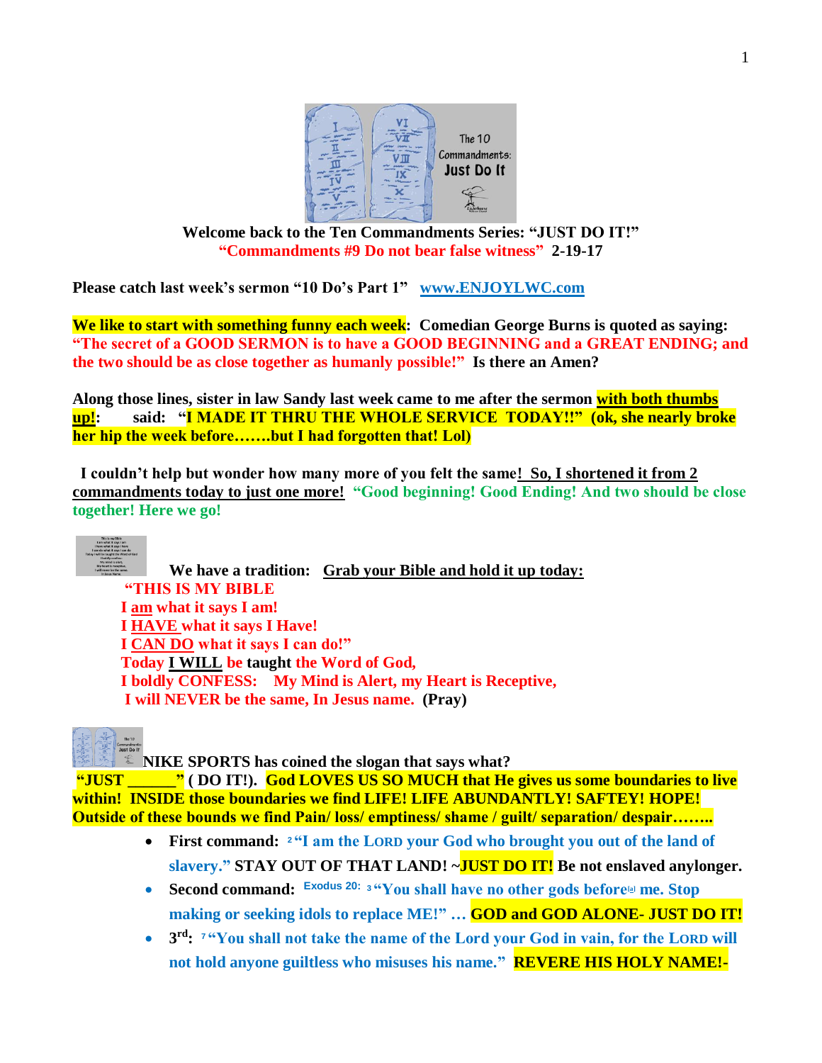**Welcome back to the Ten Commandments Series: "JUST DO IT!"**
**"Commandments #9 Do not bear false witness" 2-19-17**

**Please catch last week's sermon "10 Do's Part 1" www.ENJOYLWC.com**

**We like to start with something funny each week: Comedian George Burns is quoted as saying: "The secret of a GOOD SERMON is to have a GOOD BEGINNING and a GREAT ENDING; and the two should be as close together as humanly possible!" Is there an Amen?**

**Along those lines, sister in law Sandy last week came to me after the sermon with both thumbs up!: said: "I MADE IT THRU THE WHOLE SERVICE TODAY!!" (ok, she nearly broke her hip the week before…….but I had forgotten that! Lol)**

**I couldn't help but wonder how many more of you felt the same! So, I shortened it from 2 commandments today to just one more! "Good beginning! Good Ending! And two should be close together! Here we go!**

**We have a tradition: Grab your Bible and hold it up today:**

**"THIS IS MY BIBLE**
**I am what it says I am!**
**I HAVE what it says I Have!**
**I CAN DO what it says I can do!"**
**Today I WILL be taught the Word of God,**
**I boldly CONFESS: My Mind is Alert, my Heart is Receptive,**
**I will NEVER be the same, In Jesus name. (Pray)**

**NIKE SPORTS has coined the slogan that says what?**
**"JUST ______" ( DO IT!). God LOVES US SO MUCH that He gives us some boundaries to live within! INSIDE those boundaries we find LIFE! LIFE ABUNDANTLY! SAFTEY! HOPE! Outside of these bounds we find Pain/ loss/ emptiness/ shame / guilt/ separation/ despair……..**

- **First command: [2] "I am the LORD your God who brought you out of the land of slavery." STAY OUT OF THAT LAND! ~JUST DO IT! Be not enslaved anylonger.**
- **Second command: Exodus 20: [3] "You shall have no other gods before[a] me. Stop making or seeking idols to replace ME!" … GOD and GOD ALONE- JUST DO IT!**
- **3rd: [7] "You shall not take the name of the Lord your God in vain, for the LORD will not hold anyone guiltless who misuses his name." REVERE HIS HOLY NAME!-**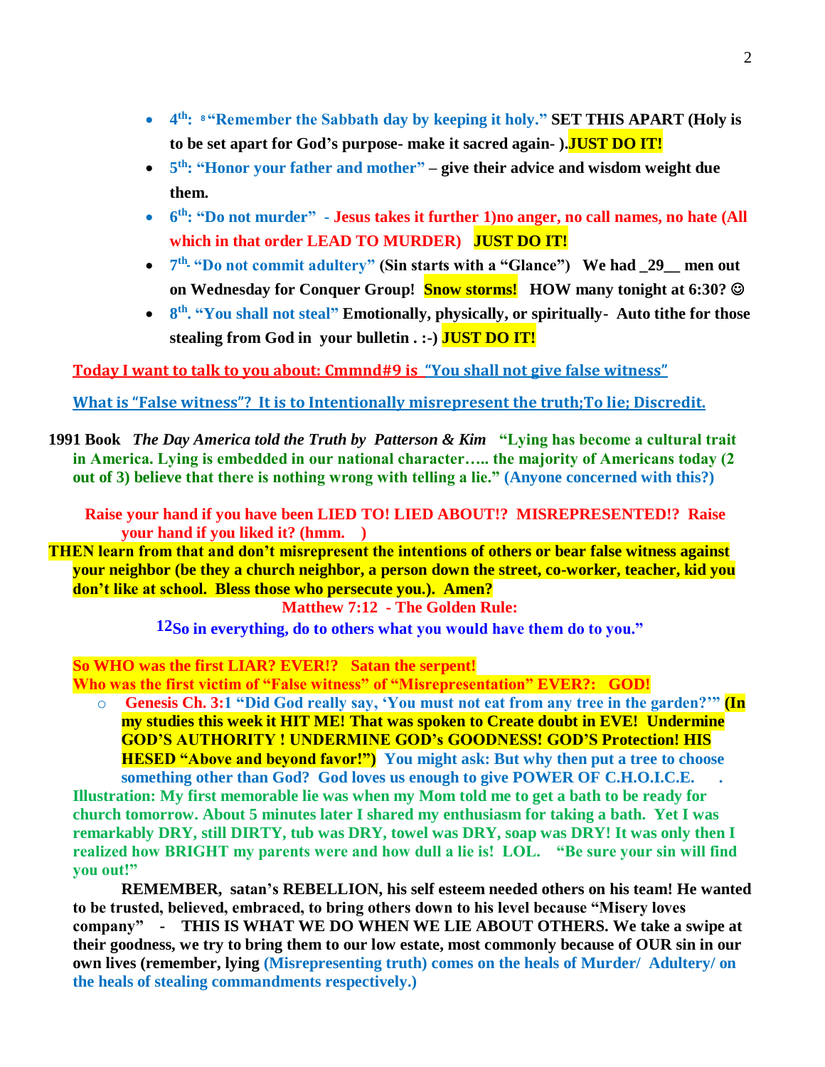- **4th: [8] "Remember the Sabbath day by keeping it holy." SET THIS APART (Holy is to be set apart for God's purpose- make it sacred again- ).JUST DO IT!**
- **5th: "Honor your father and mother" – give their advice and wisdom weight due them.**
- **6th: "Do not murder" - Jesus takes it further 1)no anger, no call names, no hate (All which in that order LEAD TO MURDER) JUST DO IT!**
- **7th- "Do not commit adultery" (Sin starts with a "Glance") We had _29__ men out on Wednesday for Conquer Group! Snow storms! HOW many tonight at 6:30? ☺**
- **8th. "You shall not steal" Emotionally, physically, or spiritually- Auto tithe for those stealing from God in your bulletin . :-) JUST DO IT!**

**Today I want to talk to you about: Cmmnd#9 is "You shall not give false witness"**

**What is "False witness"? It is to Intentionally misrepresent the truth;To lie; Discredit.**

**1991 Book** ***The Day America told the Truth by Patterson & Kim*** **"Lying has become a cultural trait in America. Lying is embedded in our national character….. the majority of Americans today (2 out of 3) believe that there is nothing wrong with telling a lie." (Anyone concerned with this?)**

**Raise your hand if you have been LIED TO! LIED ABOUT!? MISREPRESENTED!? Raise your hand if you liked it? (hmm. )**

**THEN learn from that and don't misrepresent the intentions of others or bear false witness against your neighbor (be they a church neighbor, a person down the street, co-worker, teacher, kid you don't like at school. Bless those who persecute you.). Amen?**

**Matthew 7:12 - The Golden Rule:**

**12So in everything, do to others what you would have them do to you."**

**So WHO was the first LIAR? EVER!? Satan the serpent!**
**Who was the first victim of "False witness" of "Misrepresentation" EVER?: GOD!**

- **Genesis Ch. 3:1 "Did God really say, 'You must not eat from any tree in the garden?'" (In my studies this week it HIT ME! That was spoken to Create doubt in EVE! Undermine GOD'S AUTHORITY ! UNDERMINE GOD's GOODNESS! GOD'S Protection! HIS HESED "Above and beyond favor!") You might ask: But why then put a tree to choose something other than God? God loves us enough to give POWER OF C.H.O.I.C.E. .**

**Illustration: My first memorable lie was when my Mom told me to get a bath to be ready for church tomorrow. About 5 minutes later I shared my enthusiasm for taking a bath. Yet I was remarkably DRY, still DIRTY, tub was DRY, towel was DRY, soap was DRY! It was only then I realized how BRIGHT my parents were and how dull a lie is! LOL. "Be sure your sin will find you out!"**

**REMEMBER, satan's REBELLION, his self esteem needed others on his team! He wanted to be trusted, believed, embraced, to bring others down to his level because "Misery loves company" - THIS IS WHAT WE DO WHEN WE LIE ABOUT OTHERS. We take a swipe at their goodness, we try to bring them to our low estate, most commonly because of OUR sin in our own lives (remember, lying (Misrepresenting truth) comes on the heals of Murder/ Adultery/ on the heals of stealing commandments respectively.)**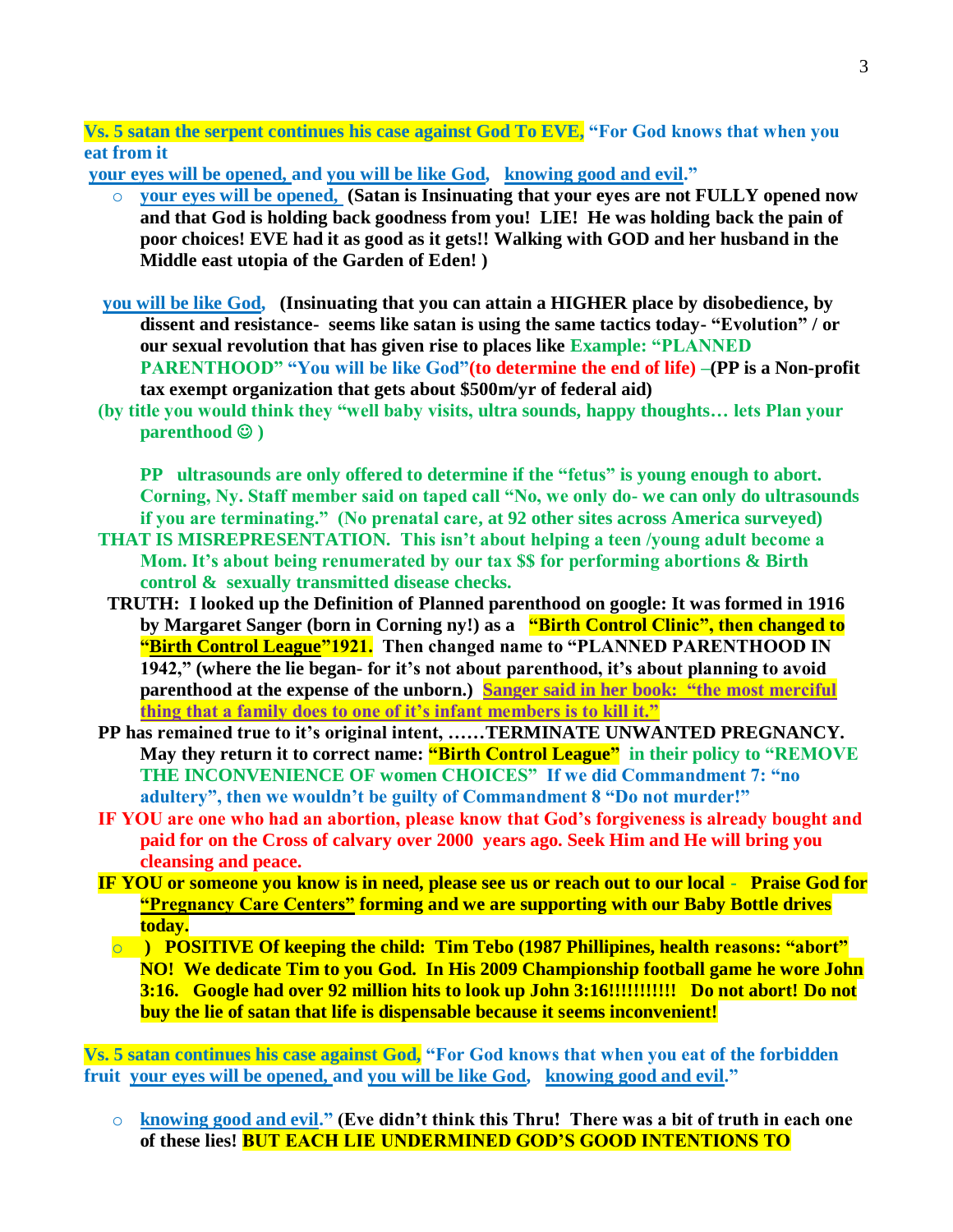**Vs. 5 satan the serpent continues his case against God To EVE, "For God knows that when you eat from it**
**your eyes will be opened, and you will be like God, knowing good and evil."**

- **your eyes will be opened, (Satan is Insinuating that your eyes are not FULLY opened now and that God is holding back goodness from you! LIE! He was holding back the pain of poor choices! EVE had it as good as it gets!! Walking with GOD and her husband in the Middle east utopia of the Garden of Eden! )**

**you will be like God, (Insinuating that you can attain a HIGHER place by disobedience, by dissent and resistance- seems like satan is using the same tactics today- "Evolution" / or our sexual revolution that has given rise to places like Example: "PLANNED PARENTHOOD" "You will be like God"(to determine the end of life) –(PP is a Non-profit tax exempt organization that gets about $500m/yr of federal aid)**

**(by title you would think they "well baby visits, ultra sounds, happy thoughts… lets Plan your parenthood ☺ )**

**PP ultrasounds are only offered to determine if the "fetus" is young enough to abort. Corning, Ny. Staff member said on taped call "No, we only do- we can only do ultrasounds if you are terminating." (No prenatal care, at 92 other sites across America surveyed)**

**THAT IS MISREPRESENTATION. This isn't about helping a teen /young adult become a Mom. It's about being renumerated by our tax $$ for performing abortions & Birth control & sexually transmitted disease checks.**

**TRUTH: I looked up the Definition of Planned parenthood on google: It was formed in 1916 by Margaret Sanger (born in Corning ny!) as a "Birth Control Clinic", then changed to "Birth Control League"1921. Then changed name to "PLANNED PARENTHOOD IN 1942," (where the lie began- for it's not about parenthood, it's about planning to avoid parenthood at the expense of the unborn.) Sanger said in her book: "the most merciful thing that a family does to one of it's infant members is to kill it."**

**PP has remained true to it's original intent, ……TERMINATE UNWANTED PREGNANCY. May they return it to correct name: "Birth Control League" in their policy to "REMOVE THE INCONVENIENCE OF women CHOICES" If we did Commandment 7: "no adultery", then we wouldn't be guilty of Commandment 8 "Do not murder!"**

**IF YOU are one who had an abortion, please know that God's forgiveness is already bought and paid for on the Cross of calvary over 2000 years ago. Seek Him and He will bring you cleansing and peace.**

**IF YOU or someone you know is in need, please see us or reach out to our local - Praise God for "Pregnancy Care Centers" forming and we are supporting with our Baby Bottle drives today.**

- **) POSITIVE Of keeping the child: Tim Tebo (1987 Phillipines, health reasons: "abort" NO! We dedicate Tim to you God. In His 2009 Championship football game he wore John 3:16. Google had over 92 million hits to look up John 3:16!!!!!!!!!!! Do not abort! Do not buy the lie of satan that life is dispensable because it seems inconvenient!**

**Vs. 5 satan continues his case against God, "For God knows that when you eat of the forbidden fruit your eyes will be opened, and you will be like God, knowing good and evil."**

- **knowing good and evil." (Eve didn't think this Thru! There was a bit of truth in each one of these lies! BUT EACH LIE UNDERMINED GOD'S GOOD INTENTIONS TO**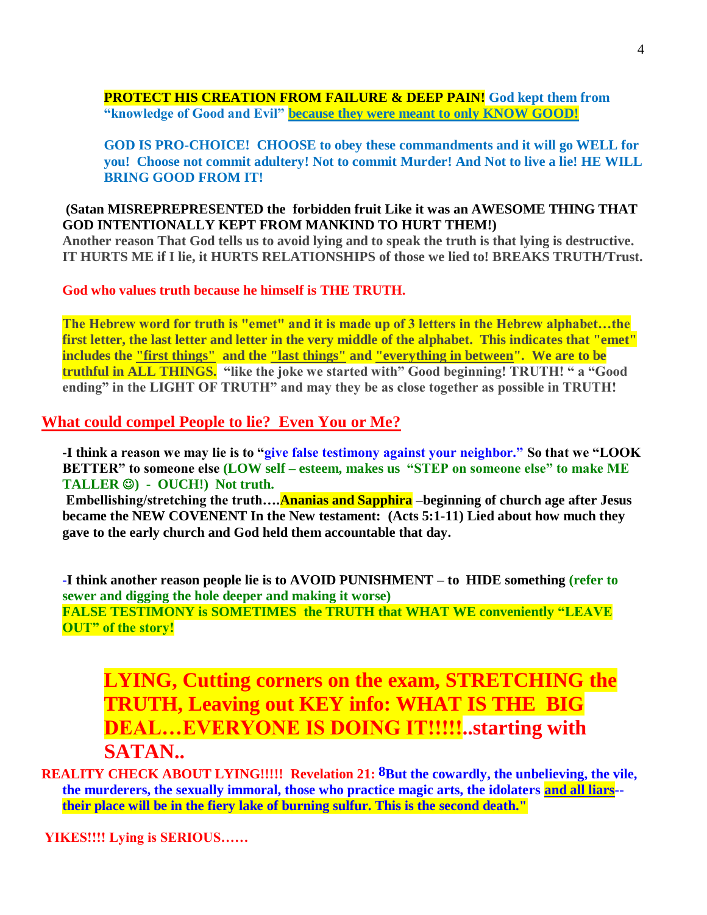**PROTECT HIS CREATION FROM FAILURE & DEEP PAIN! God kept them from "knowledge of Good and Evil" because they were meant to only KNOW GOOD!**

**GOD IS PRO-CHOICE! CHOOSE to obey these commandments and it will go WELL for you! Choose not commit adultery! Not to commit Murder! And Not to live a lie! HE WILL BRING GOOD FROM IT!**

**(Satan MISREPREPRESENTED the forbidden fruit Like it was an AWESOME THING THAT GOD INTENTIONALLY KEPT FROM MANKIND TO HURT THEM!)**

**Another reason That God tells us to avoid lying and to speak the truth is that lying is destructive. IT HURTS ME if I lie, it HURTS RELATIONSHIPS of those we lied to! BREAKS TRUTH/Trust.**

**God who values truth because he himself is THE TRUTH.**

**The Hebrew word for truth is "emet" and it is made up of 3 letters in the Hebrew alphabet…the first letter, the last letter and letter in the very middle of the alphabet. This indicates that "emet" includes the "first things" and the "last things" and "everything in between". We are to be truthful in ALL THINGS. "like the joke we started with" Good beginning! TRUTH! " a "Good ending" in the LIGHT OF TRUTH" and may they be as close together as possible in TRUTH!**

## What could compel People to lie? Even You or Me?

**-I think a reason we may lie is to "give false testimony against your neighbor." So that we "LOOK BETTER" to someone else (LOW self – esteem, makes us "STEP on someone else" to make ME TALLER ☺) - OUCH!) Not truth.**

**Embellishing/stretching the truth….Ananias and Sapphira –beginning of church age after Jesus became the NEW COVENENT In the New testament: (Acts 5:1-11) Lied about how much they gave to the early church and God held them accountable that day.**

**-I think another reason people lie is to AVOID PUNISHMENT – to HIDE something (refer to sewer and digging the hole deeper and making it worse)**

**FALSE TESTIMONY is SOMETIMES the TRUTH that WHAT WE conveniently "LEAVE OUT" of the story!**

## LYING, Cutting corners on the exam, STRETCHING the TRUTH, Leaving out KEY info: WHAT IS THE BIG DEAL…EVERYONE IS DOING IT!!!!!..starting with SATAN..

**REALITY CHECK ABOUT LYING!!!!! Revelation 21: 8 But the cowardly, the unbelieving, the vile, the murderers, the sexually immoral, those who practice magic arts, the idolaters and all liars--their place will be in the fiery lake of burning sulfur. This is the second death."**

**YIKES!!!! Lying is SERIOUS……**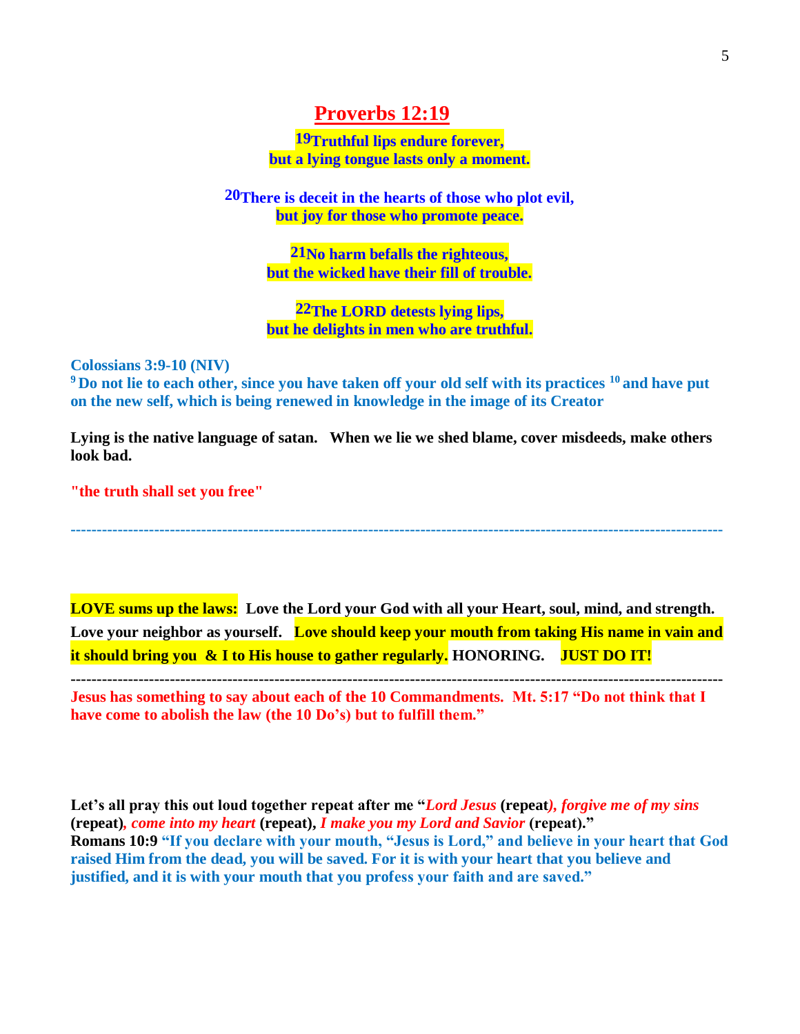# Proverbs 12:19

**19Truthful lips endure forever,**
**but a lying tongue lasts only a moment.**

**20There is deceit in the hearts of those who plot evil,**
**but joy for those who promote peace.**

**21No harm befalls the righteous,**
**but the wicked have their fill of trouble.**

**22The LORD detests lying lips,**
**but he delights in men who are truthful.**

**Colossians 3:9-10 (NIV)**
**[9] Do not lie to each other, since you have taken off your old self with its practices [10] and have put on the new self, which is being renewed in knowledge in the image of its Creator**

**Lying is the native language of satan. When we lie we shed blame, cover misdeeds, make others look bad.**

**"the truth shall set you free"**

-------------------------------------------------------------------------------------------------------------------

**LOVE sums up the laws: Love the Lord your God with all your Heart, soul, mind, and strength. Love your neighbor as yourself. Love should keep your mouth from taking His name in vain and it should bring you & I to His house to gather regularly. HONORING. JUST DO IT!**

-------------------------------------------------------------------------------------------------------------------

**Jesus has something to say about each of the 10 Commandments. Mt. 5:17 "Do not think that I have come to abolish the law (the 10 Do's) but to fulfill them."**

**Let's all pray this out loud together repeat after me "*Lord Jesus* (repeat)*, forgive me of my sins* (repeat)*, come into my heart* (repeat), *I make you my Lord and Savior* (repeat)."**
**Romans 10:9 "If you declare with your mouth, "Jesus is Lord," and believe in your heart that God raised Him from the dead, you will be saved. For it is with your heart that you believe and justified, and it is with your mouth that you profess your faith and are saved."**